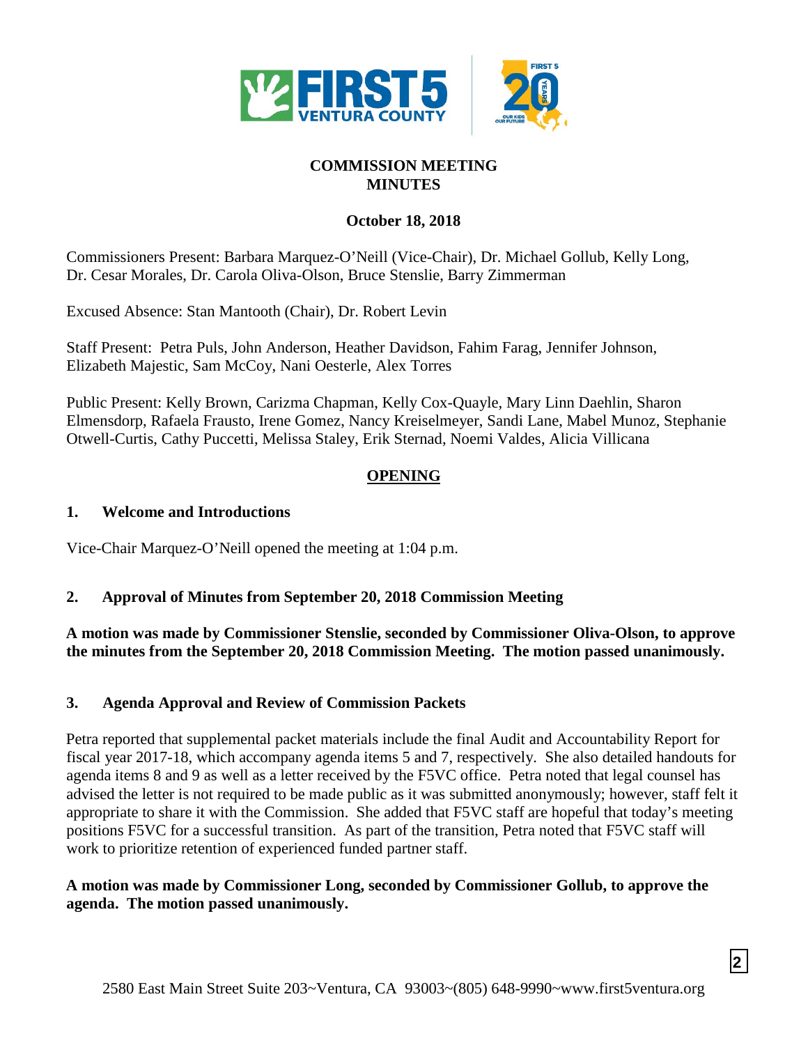# COMMISSION MEETING MINUTES

**October 18, 2018**

Commissioners Present: Barbara Marquez-O'Neill (Vice-Chair), Dr. Michael Gollub, Kelly Long, Dr. Cesar Morales, Dr. Carola Oliva-Olson, Bruce Stenslie, Barry Zimmerman

Excused Absence: Stan Mantooth (Chair), Dr. Robert Levin

Staff Present: Petra Puls, John Anderson, Heather Davidson, Fahim Farag, Jennifer Johnson, Elizabeth Majestic, Sam McCoy, Nani Oesterle, Alex Torres

Public Present: Kelly Brown, Carizma Chapman, Kelly Cox-Quayle, Mary Linn Daehlin, Sharon Elmensdorp, Rafaela Frausto, Irene Gomez, Nancy Kreiselmeyer, Sandi Lane, Mabel Munoz, Stephanie Otwell-Curtis, Cathy Puccetti, Melissa Staley, Erik Sternad, Noemi Valdes, Alicia Villicana

## OPENING

### 1. Welcome and Introductions

Vice-Chair Marquez-O'Neill opened the meeting at 1:04 p.m.

### 2. Approval of Minutes from September 20, 2018 Commission Meeting

**A motion was made by Commissioner Stenslie, seconded by Commissioner Oliva-Olson, to approve the minutes from the September 20, 2018 Commission Meeting. The motion passed unanimously.**

### 3. Agenda Approval and Review of Commission Packets

Petra reported that supplemental packet materials include the final Audit and Accountability Report for fiscal year 2017-18, which accompany agenda items 5 and 7, respectively. She also detailed handouts for agenda items 8 and 9 as well as a letter received by the F5VC office. Petra noted that legal counsel has advised the letter is not required to be made public as it was submitted anonymously; however, staff felt it appropriate to share it with the Commission. She added that F5VC staff are hopeful that today's meeting positions F5VC for a successful transition. As part of the transition, Petra noted that F5VC staff will work to prioritize retention of experienced funded partner staff.

**A motion was made by Commissioner Long, seconded by Commissioner Gollub, to approve the agenda. The motion passed unanimously.**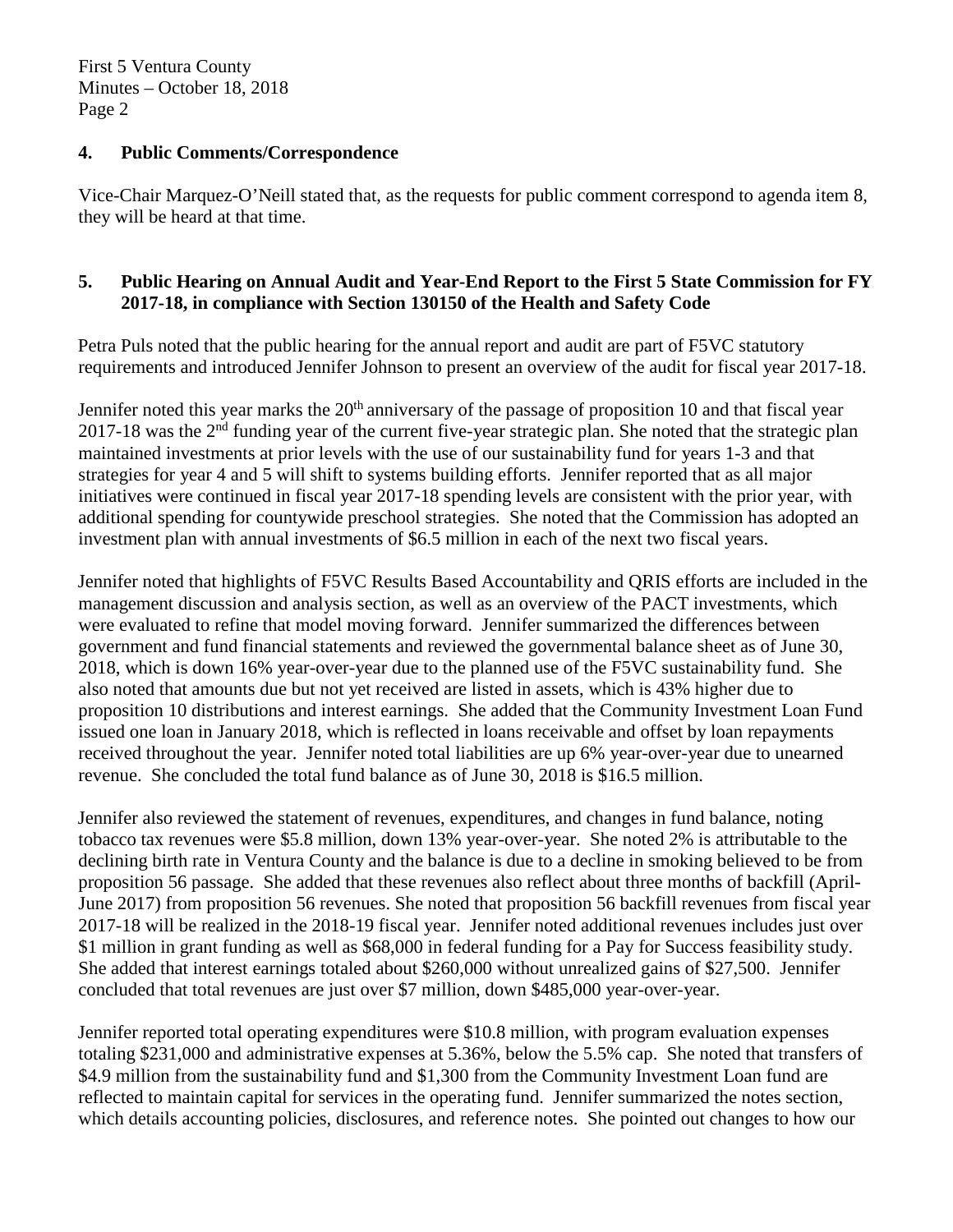## 4. Public Comments/Correspondence

Vice-Chair Marquez-O'Neill stated that, as the requests for public comment correspond to agenda item 8, they will be heard at that time.

## 5. Public Hearing on Annual Audit and Year-End Report to the First 5 State Commission for FY 2017-18, in compliance with Section 130150 of the Health and Safety Code

Petra Puls noted that the public hearing for the annual report and audit are part of F5VC statutory requirements and introduced Jennifer Johnson to present an overview of the audit for fiscal year 2017-18.

Jennifer noted this year marks the 20th anniversary of the passage of proposition 10 and that fiscal year 2017-18 was the 2nd funding year of the current five-year strategic plan. She noted that the strategic plan maintained investments at prior levels with the use of our sustainability fund for years 1-3 and that strategies for year 4 and 5 will shift to systems building efforts. Jennifer reported that as all major initiatives were continued in fiscal year 2017-18 spending levels are consistent with the prior year, with additional spending for countywide preschool strategies. She noted that the Commission has adopted an investment plan with annual investments of $6.5 million in each of the next two fiscal years.

Jennifer noted that highlights of F5VC Results Based Accountability and QRIS efforts are included in the management discussion and analysis section, as well as an overview of the PACT investments, which were evaluated to refine that model moving forward. Jennifer summarized the differences between government and fund financial statements and reviewed the governmental balance sheet as of June 30, 2018, which is down 16% year-over-year due to the planned use of the F5VC sustainability fund. She also noted that amounts due but not yet received are listed in assets, which is 43% higher due to proposition 10 distributions and interest earnings. She added that the Community Investment Loan Fund issued one loan in January 2018, which is reflected in loans receivable and offset by loan repayments received throughout the year. Jennifer noted total liabilities are up 6% year-over-year due to unearned revenue. She concluded the total fund balance as of June 30, 2018 is $16.5 million.

Jennifer also reviewed the statement of revenues, expenditures, and changes in fund balance, noting tobacco tax revenues were $5.8 million, down 13% year-over-year. She noted 2% is attributable to the declining birth rate in Ventura County and the balance is due to a decline in smoking believed to be from proposition 56 passage. She added that these revenues also reflect about three months of backfill (April-June 2017) from proposition 56 revenues. She noted that proposition 56 backfill revenues from fiscal year 2017-18 will be realized in the 2018-19 fiscal year. Jennifer noted additional revenues includes just over $1 million in grant funding as well as $68,000 in federal funding for a Pay for Success feasibility study. She added that interest earnings totaled about $260,000 without unrealized gains of $27,500. Jennifer concluded that total revenues are just over $7 million, down $485,000 year-over-year.

Jennifer reported total operating expenditures were $10.8 million, with program evaluation expenses totaling $231,000 and administrative expenses at 5.36%, below the 5.5% cap. She noted that transfers of $4.9 million from the sustainability fund and $1,300 from the Community Investment Loan fund are reflected to maintain capital for services in the operating fund. Jennifer summarized the notes section, which details accounting policies, disclosures, and reference notes. She pointed out changes to how our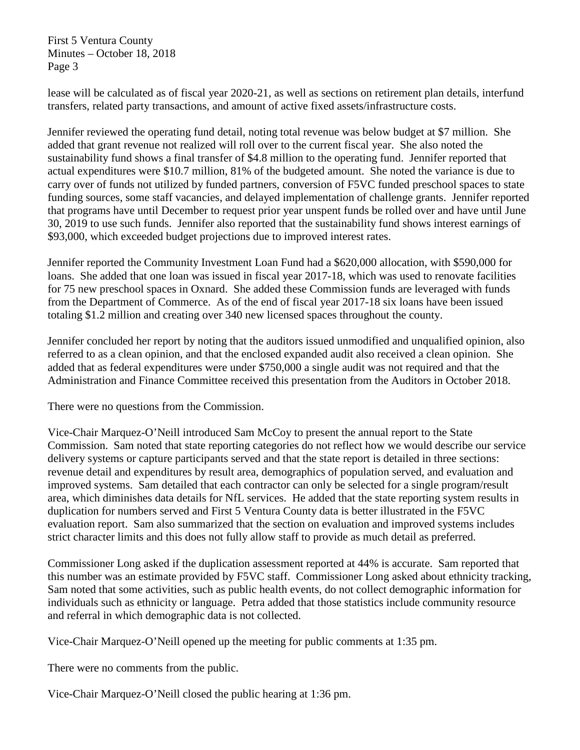lease will be calculated as of fiscal year 2020-21, as well as sections on retirement plan details, interfund transfers, related party transactions, and amount of active fixed assets/infrastructure costs.

Jennifer reviewed the operating fund detail, noting total revenue was below budget at $7 million. She added that grant revenue not realized will roll over to the current fiscal year. She also noted the sustainability fund shows a final transfer of $4.8 million to the operating fund. Jennifer reported that actual expenditures were $10.7 million, 81% of the budgeted amount. She noted the variance is due to carry over of funds not utilized by funded partners, conversion of F5VC funded preschool spaces to state funding sources, some staff vacancies, and delayed implementation of challenge grants. Jennifer reported that programs have until December to request prior year unspent funds be rolled over and have until June 30, 2019 to use such funds. Jennifer also reported that the sustainability fund shows interest earnings of $93,000, which exceeded budget projections due to improved interest rates.

Jennifer reported the Community Investment Loan Fund had a $620,000 allocation, with $590,000 for loans. She added that one loan was issued in fiscal year 2017-18, which was used to renovate facilities for 75 new preschool spaces in Oxnard. She added these Commission funds are leveraged with funds from the Department of Commerce. As of the end of fiscal year 2017-18 six loans have been issued totaling $1.2 million and creating over 340 new licensed spaces throughout the county.

Jennifer concluded her report by noting that the auditors issued unmodified and unqualified opinion, also referred to as a clean opinion, and that the enclosed expanded audit also received a clean opinion. She added that as federal expenditures were under $750,000 a single audit was not required and that the Administration and Finance Committee received this presentation from the Auditors in October 2018.

There were no questions from the Commission.

Vice-Chair Marquez-O'Neill introduced Sam McCoy to present the annual report to the State Commission. Sam noted that state reporting categories do not reflect how we would describe our service delivery systems or capture participants served and that the state report is detailed in three sections: revenue detail and expenditures by result area, demographics of population served, and evaluation and improved systems. Sam detailed that each contractor can only be selected for a single program/result area, which diminishes data details for NfL services. He added that the state reporting system results in duplication for numbers served and First 5 Ventura County data is better illustrated in the F5VC evaluation report. Sam also summarized that the section on evaluation and improved systems includes strict character limits and this does not fully allow staff to provide as much detail as preferred.

Commissioner Long asked if the duplication assessment reported at 44% is accurate. Sam reported that this number was an estimate provided by F5VC staff. Commissioner Long asked about ethnicity tracking, Sam noted that some activities, such as public health events, do not collect demographic information for individuals such as ethnicity or language. Petra added that those statistics include community resource and referral in which demographic data is not collected.

Vice-Chair Marquez-O'Neill opened up the meeting for public comments at 1:35 pm.

There were no comments from the public.

Vice-Chair Marquez-O'Neill closed the public hearing at 1:36 pm.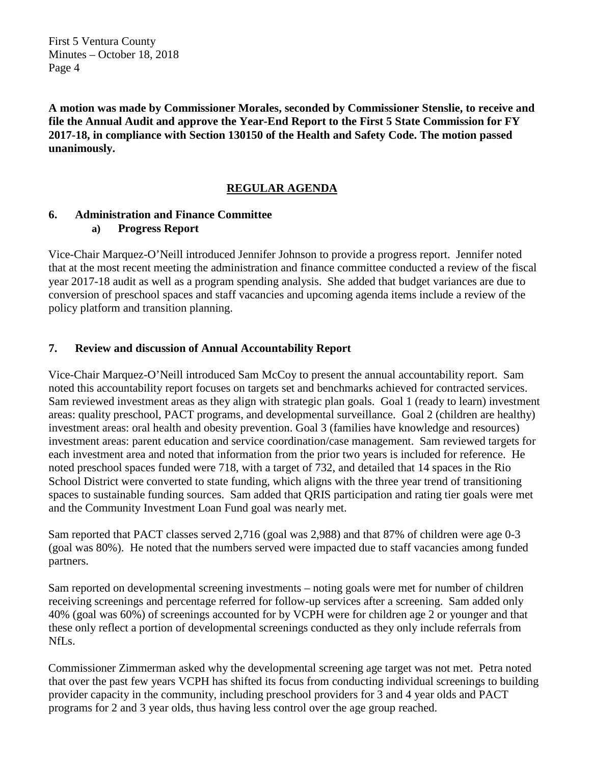**A motion was made by Commissioner Morales, seconded by Commissioner Stenslie, to receive and file the Annual Audit and approve the Year-End Report to the First 5 State Commission for FY 2017-18, in compliance with Section 130150 of the Health and Safety Code. The motion passed unanimously.**

## REGULAR AGENDA

### 6. Administration and Finance Committee

#### a) Progress Report

Vice-Chair Marquez-O'Neill introduced Jennifer Johnson to provide a progress report. Jennifer noted that at the most recent meeting the administration and finance committee conducted a review of the fiscal year 2017-18 audit as well as a program spending analysis. She added that budget variances are due to conversion of preschool spaces and staff vacancies and upcoming agenda items include a review of the policy platform and transition planning.

### 7. Review and discussion of Annual Accountability Report

Vice-Chair Marquez-O'Neill introduced Sam McCoy to present the annual accountability report. Sam noted this accountability report focuses on targets set and benchmarks achieved for contracted services. Sam reviewed investment areas as they align with strategic plan goals. Goal 1 (ready to learn) investment areas: quality preschool, PACT programs, and developmental surveillance. Goal 2 (children are healthy) investment areas: oral health and obesity prevention. Goal 3 (families have knowledge and resources) investment areas: parent education and service coordination/case management. Sam reviewed targets for each investment area and noted that information from the prior two years is included for reference. He noted preschool spaces funded were 718, with a target of 732, and detailed that 14 spaces in the Rio School District were converted to state funding, which aligns with the three year trend of transitioning spaces to sustainable funding sources. Sam added that QRIS participation and rating tier goals were met and the Community Investment Loan Fund goal was nearly met.

Sam reported that PACT classes served 2,716 (goal was 2,988) and that 87% of children were age 0-3 (goal was 80%). He noted that the numbers served were impacted due to staff vacancies among funded partners.

Sam reported on developmental screening investments – noting goals were met for number of children receiving screenings and percentage referred for follow-up services after a screening. Sam added only 40% (goal was 60%) of screenings accounted for by VCPH were for children age 2 or younger and that these only reflect a portion of developmental screenings conducted as they only include referrals from NfLs.

Commissioner Zimmerman asked why the developmental screening age target was not met. Petra noted that over the past few years VCPH has shifted its focus from conducting individual screenings to building provider capacity in the community, including preschool providers for 3 and 4 year olds and PACT programs for 2 and 3 year olds, thus having less control over the age group reached.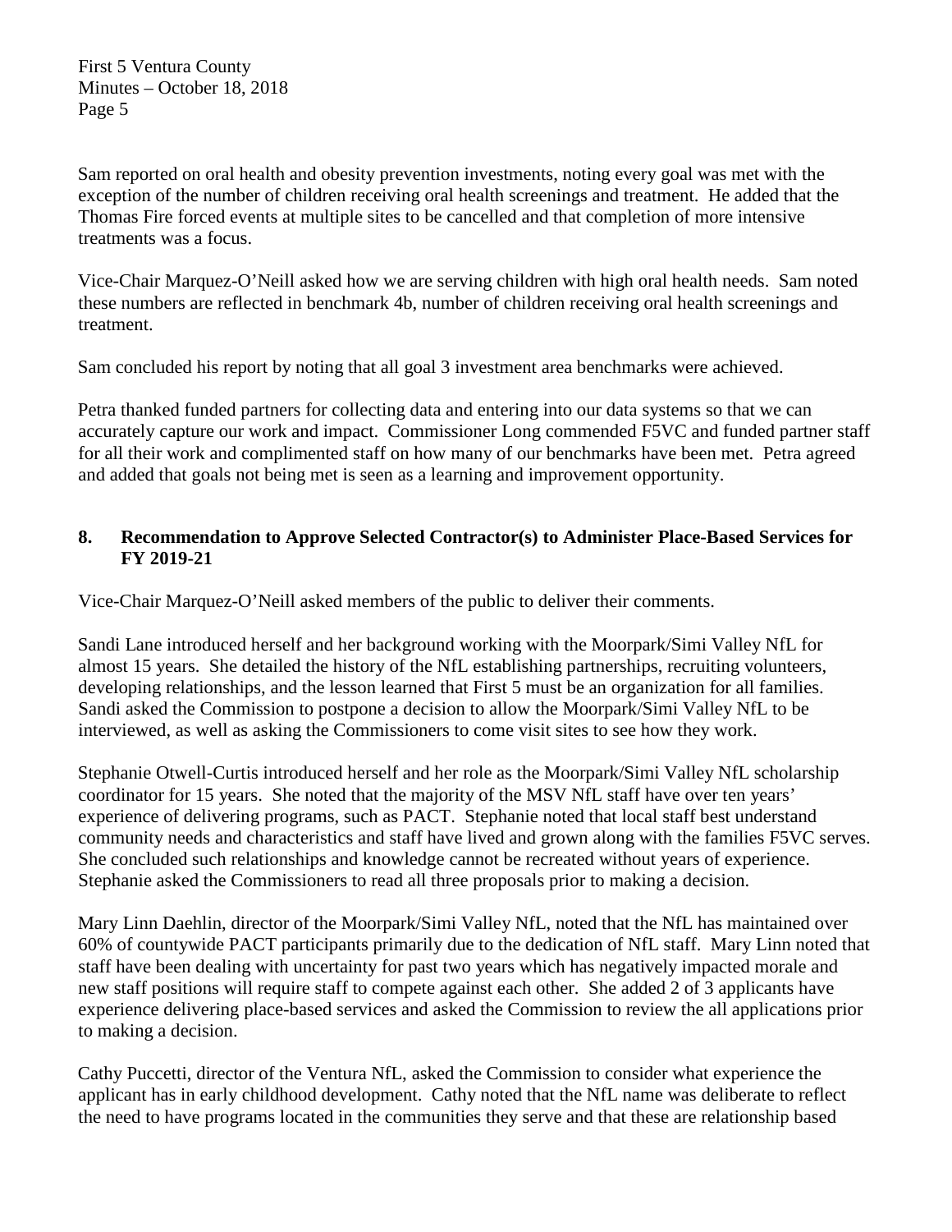Sam reported on oral health and obesity prevention investments, noting every goal was met with the exception of the number of children receiving oral health screenings and treatment. He added that the Thomas Fire forced events at multiple sites to be cancelled and that completion of more intensive treatments was a focus.

Vice-Chair Marquez-O'Neill asked how we are serving children with high oral health needs. Sam noted these numbers are reflected in benchmark 4b, number of children receiving oral health screenings and treatment.

Sam concluded his report by noting that all goal 3 investment area benchmarks were achieved.

Petra thanked funded partners for collecting data and entering into our data systems so that we can accurately capture our work and impact. Commissioner Long commended F5VC and funded partner staff for all their work and complimented staff on how many of our benchmarks have been met. Petra agreed and added that goals not being met is seen as a learning and improvement opportunity.

## 8. Recommendation to Approve Selected Contractor(s) to Administer Place-Based Services for FY 2019-21

Vice-Chair Marquez-O'Neill asked members of the public to deliver their comments.

Sandi Lane introduced herself and her background working with the Moorpark/Simi Valley NfL for almost 15 years. She detailed the history of the NfL establishing partnerships, recruiting volunteers, developing relationships, and the lesson learned that First 5 must be an organization for all families. Sandi asked the Commission to postpone a decision to allow the Moorpark/Simi Valley NfL to be interviewed, as well as asking the Commissioners to come visit sites to see how they work.

Stephanie Otwell-Curtis introduced herself and her role as the Moorpark/Simi Valley NfL scholarship coordinator for 15 years. She noted that the majority of the MSV NfL staff have over ten years' experience of delivering programs, such as PACT. Stephanie noted that local staff best understand community needs and characteristics and staff have lived and grown along with the families F5VC serves. She concluded such relationships and knowledge cannot be recreated without years of experience. Stephanie asked the Commissioners to read all three proposals prior to making a decision.

Mary Linn Daehlin, director of the Moorpark/Simi Valley NfL, noted that the NfL has maintained over 60% of countywide PACT participants primarily due to the dedication of NfL staff. Mary Linn noted that staff have been dealing with uncertainty for past two years which has negatively impacted morale and new staff positions will require staff to compete against each other. She added 2 of 3 applicants have experience delivering place-based services and asked the Commission to review the all applications prior to making a decision.

Cathy Puccetti, director of the Ventura NfL, asked the Commission to consider what experience the applicant has in early childhood development. Cathy noted that the NfL name was deliberate to reflect the need to have programs located in the communities they serve and that these are relationship based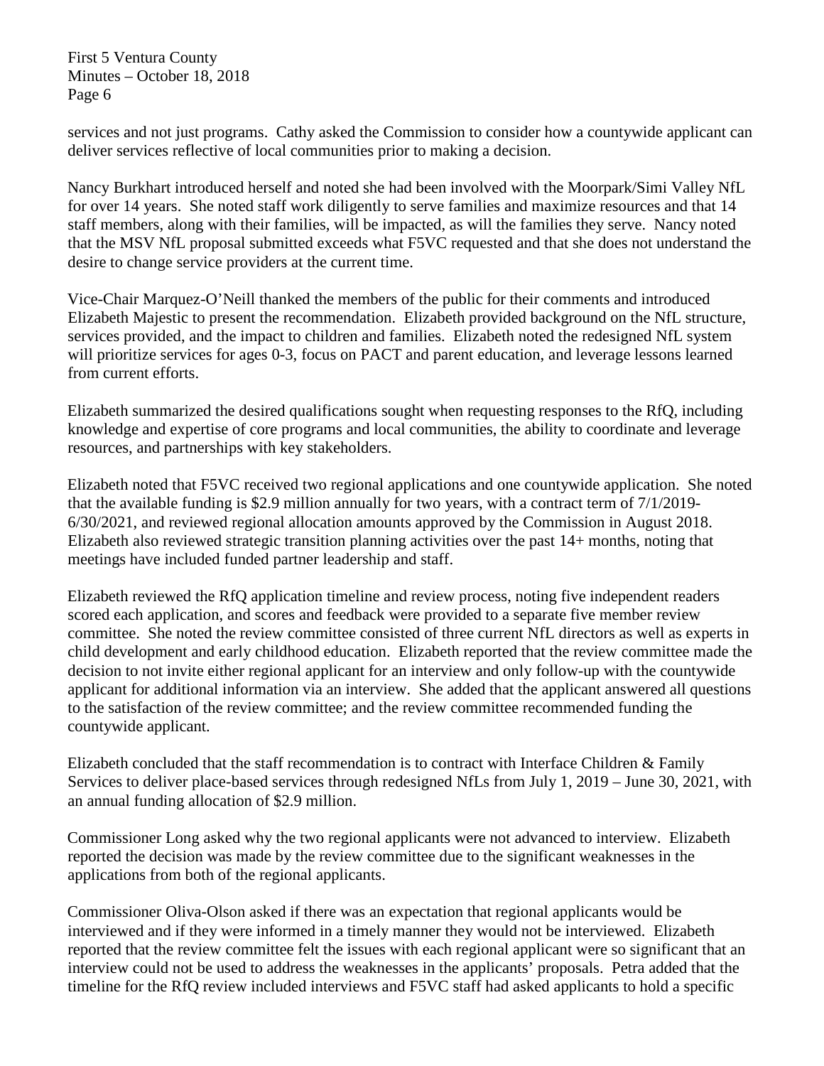services and not just programs. Cathy asked the Commission to consider how a countywide applicant can deliver services reflective of local communities prior to making a decision.

Nancy Burkhart introduced herself and noted she had been involved with the Moorpark/Simi Valley NfL for over 14 years. She noted staff work diligently to serve families and maximize resources and that 14 staff members, along with their families, will be impacted, as will the families they serve. Nancy noted that the MSV NfL proposal submitted exceeds what F5VC requested and that she does not understand the desire to change service providers at the current time.

Vice-Chair Marquez-O'Neill thanked the members of the public for their comments and introduced Elizabeth Majestic to present the recommendation. Elizabeth provided background on the NfL structure, services provided, and the impact to children and families. Elizabeth noted the redesigned NfL system will prioritize services for ages 0-3, focus on PACT and parent education, and leverage lessons learned from current efforts.

Elizabeth summarized the desired qualifications sought when requesting responses to the RfQ, including knowledge and expertise of core programs and local communities, the ability to coordinate and leverage resources, and partnerships with key stakeholders.

Elizabeth noted that F5VC received two regional applications and one countywide application. She noted that the available funding is $2.9 million annually for two years, with a contract term of 7/1/2019-6/30/2021, and reviewed regional allocation amounts approved by the Commission in August 2018. Elizabeth also reviewed strategic transition planning activities over the past 14+ months, noting that meetings have included funded partner leadership and staff.

Elizabeth reviewed the RfQ application timeline and review process, noting five independent readers scored each application, and scores and feedback were provided to a separate five member review committee. She noted the review committee consisted of three current NfL directors as well as experts in child development and early childhood education. Elizabeth reported that the review committee made the decision to not invite either regional applicant for an interview and only follow-up with the countywide applicant for additional information via an interview. She added that the applicant answered all questions to the satisfaction of the review committee; and the review committee recommended funding the countywide applicant.

Elizabeth concluded that the staff recommendation is to contract with Interface Children & Family Services to deliver place-based services through redesigned NfLs from July 1, 2019 – June 30, 2021, with an annual funding allocation of $2.9 million.

Commissioner Long asked why the two regional applicants were not advanced to interview. Elizabeth reported the decision was made by the review committee due to the significant weaknesses in the applications from both of the regional applicants.

Commissioner Oliva-Olson asked if there was an expectation that regional applicants would be interviewed and if they were informed in a timely manner they would not be interviewed. Elizabeth reported that the review committee felt the issues with each regional applicant were so significant that an interview could not be used to address the weaknesses in the applicants' proposals. Petra added that the timeline for the RfQ review included interviews and F5VC staff had asked applicants to hold a specific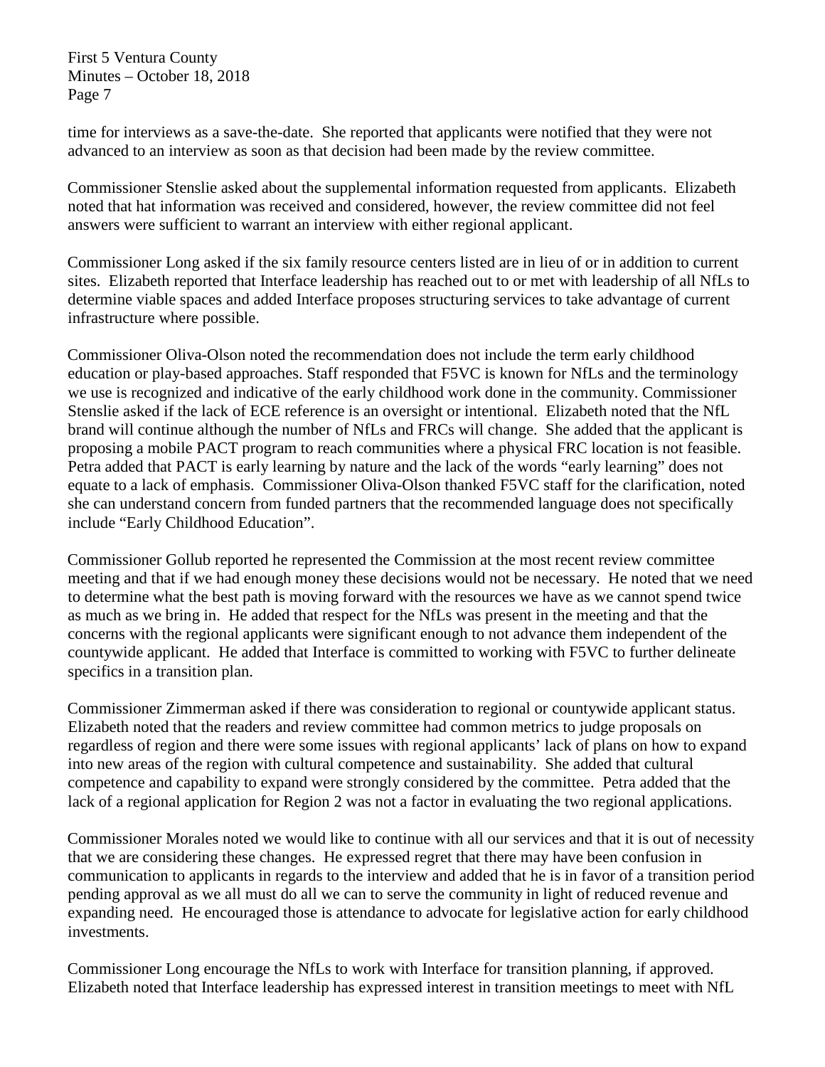time for interviews as a save-the-date. She reported that applicants were notified that they were not advanced to an interview as soon as that decision had been made by the review committee.

Commissioner Stenslie asked about the supplemental information requested from applicants. Elizabeth noted that hat information was received and considered, however, the review committee did not feel answers were sufficient to warrant an interview with either regional applicant.

Commissioner Long asked if the six family resource centers listed are in lieu of or in addition to current sites. Elizabeth reported that Interface leadership has reached out to or met with leadership of all NfLs to determine viable spaces and added Interface proposes structuring services to take advantage of current infrastructure where possible.

Commissioner Oliva-Olson noted the recommendation does not include the term early childhood education or play-based approaches. Staff responded that F5VC is known for NfLs and the terminology we use is recognized and indicative of the early childhood work done in the community. Commissioner Stenslie asked if the lack of ECE reference is an oversight or intentional. Elizabeth noted that the NfL brand will continue although the number of NfLs and FRCs will change. She added that the applicant is proposing a mobile PACT program to reach communities where a physical FRC location is not feasible. Petra added that PACT is early learning by nature and the lack of the words "early learning" does not equate to a lack of emphasis. Commissioner Oliva-Olson thanked F5VC staff for the clarification, noted she can understand concern from funded partners that the recommended language does not specifically include "Early Childhood Education".

Commissioner Gollub reported he represented the Commission at the most recent review committee meeting and that if we had enough money these decisions would not be necessary. He noted that we need to determine what the best path is moving forward with the resources we have as we cannot spend twice as much as we bring in. He added that respect for the NfLs was present in the meeting and that the concerns with the regional applicants were significant enough to not advance them independent of the countywide applicant. He added that Interface is committed to working with F5VC to further delineate specifics in a transition plan.

Commissioner Zimmerman asked if there was consideration to regional or countywide applicant status. Elizabeth noted that the readers and review committee had common metrics to judge proposals on regardless of region and there were some issues with regional applicants' lack of plans on how to expand into new areas of the region with cultural competence and sustainability. She added that cultural competence and capability to expand were strongly considered by the committee. Petra added that the lack of a regional application for Region 2 was not a factor in evaluating the two regional applications.

Commissioner Morales noted we would like to continue with all our services and that it is out of necessity that we are considering these changes. He expressed regret that there may have been confusion in communication to applicants in regards to the interview and added that he is in favor of a transition period pending approval as we all must do all we can to serve the community in light of reduced revenue and expanding need. He encouraged those is attendance to advocate for legislative action for early childhood investments.

Commissioner Long encourage the NfLs to work with Interface for transition planning, if approved. Elizabeth noted that Interface leadership has expressed interest in transition meetings to meet with NfL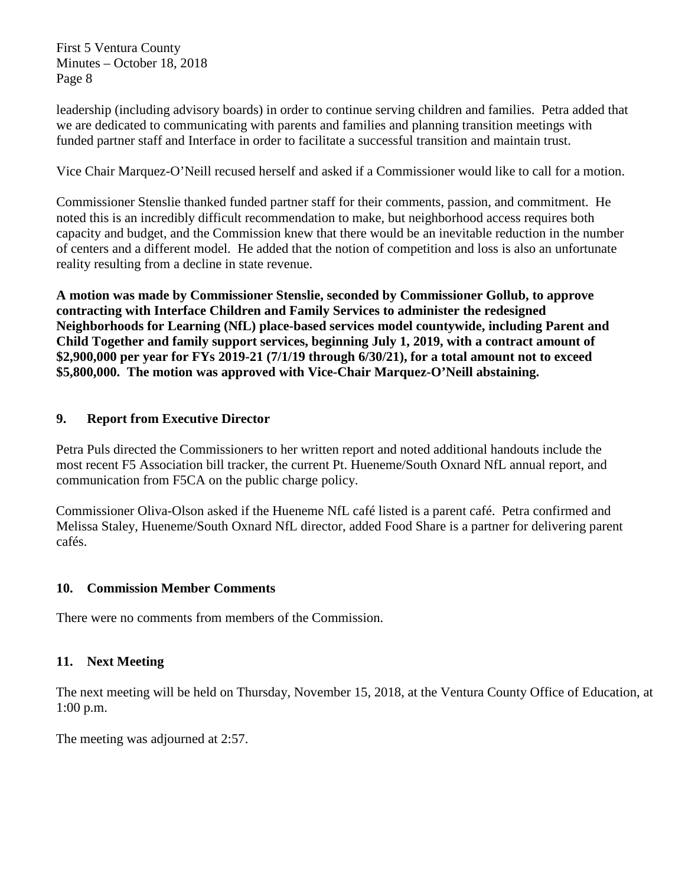leadership (including advisory boards) in order to continue serving children and families. Petra added that we are dedicated to communicating with parents and families and planning transition meetings with funded partner staff and Interface in order to facilitate a successful transition and maintain trust.

Vice Chair Marquez-O'Neill recused herself and asked if a Commissioner would like to call for a motion.

Commissioner Stenslie thanked funded partner staff for their comments, passion, and commitment. He noted this is an incredibly difficult recommendation to make, but neighborhood access requires both capacity and budget, and the Commission knew that there would be an inevitable reduction in the number of centers and a different model. He added that the notion of competition and loss is also an unfortunate reality resulting from a decline in state revenue.

**A motion was made by Commissioner Stenslie, seconded by Commissioner Gollub, to approve contracting with Interface Children and Family Services to administer the redesigned Neighborhoods for Learning (NfL) place-based services model countywide, including Parent and Child Together and family support services, beginning July 1, 2019, with a contract amount of $2,900,000 per year for FYs 2019-21 (7/1/19 through 6/30/21), for a total amount not to exceed $5,800,000. The motion was approved with Vice-Chair Marquez-O'Neill abstaining.**

## 9. Report from Executive Director

Petra Puls directed the Commissioners to her written report and noted additional handouts include the most recent F5 Association bill tracker, the current Pt. Hueneme/South Oxnard NfL annual report, and communication from F5CA on the public charge policy.

Commissioner Oliva-Olson asked if the Hueneme NfL café listed is a parent café. Petra confirmed and Melissa Staley, Hueneme/South Oxnard NfL director, added Food Share is a partner for delivering parent cafés.

## 10. Commission Member Comments

There were no comments from members of the Commission.

## 11. Next Meeting

The next meeting will be held on Thursday, November 15, 2018, at the Ventura County Office of Education, at 1:00 p.m.

The meeting was adjourned at 2:57.